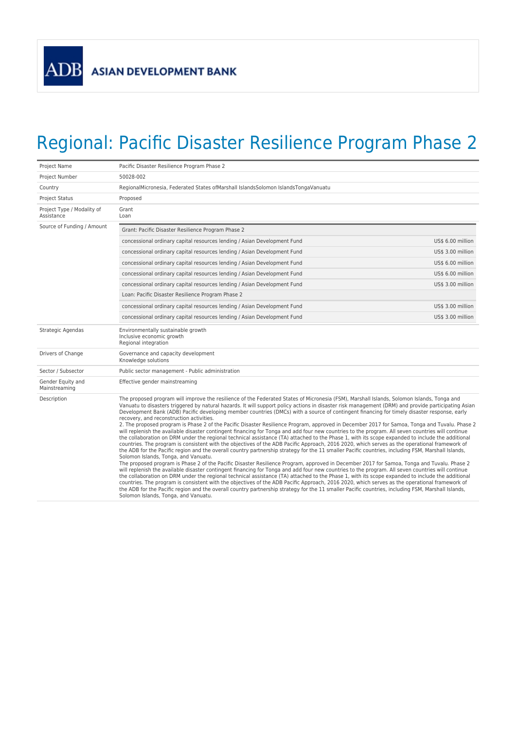ADB ASIAN DEVELOPMENT BANK

# Regional: Pacific Disaster Resilience Program Phase 2

| | | |
|---|---|---|
| Project Name | Pacific Disaster Resilience Program Phase 2 | |
| Project Number | 50028-002 | |
| Country | RegionalMicronesia, Federated States ofMarshall IslandsSolomon IslandsTongaVanuatu | |
| Project Status | Proposed | |
| Project Type / Modality of Assistance | Grant<br>Loan | |
| Source of Funding / Amount | Grant: Pacific Disaster Resilience Program Phase 2 | |
| | concessional ordinary capital resources lending / Asian Development Fund | US$ 6.00 million |
| | concessional ordinary capital resources lending / Asian Development Fund | US$ 3.00 million |
| | concessional ordinary capital resources lending / Asian Development Fund | US$ 6.00 million |
| | concessional ordinary capital resources lending / Asian Development Fund | US$ 6.00 million |
| | concessional ordinary capital resources lending / Asian Development Fund | US$ 3.00 million |
| | Loan: Pacific Disaster Resilience Program Phase 2 | |
| | concessional ordinary capital resources lending / Asian Development Fund | US$ 3.00 million |
| | concessional ordinary capital resources lending / Asian Development Fund | US$ 3.00 million |
| Strategic Agendas | Environmentally sustainable growth<br>Inclusive economic growth<br>Regional integration | |
| Drivers of Change | Governance and capacity development<br>Knowledge solutions | |
| Sector / Subsector | Public sector management - Public administration | |
| Gender Equity and Mainstreaming | Effective gender mainstreaming | |
| Description | The proposed program will improve the resilience of the Federated States of Micronesia (FSM), Marshall Islands, Solomon Islands, Tonga and Vanuatu to disasters triggered by natural hazards. It will support policy actions in disaster risk management (DRM) and provide participating Asian Development Bank (ADB) Pacific developing member countries (DMCs) with a source of contingent financing for timely disaster response, early recovery, and reconstruction activities.<br>2. The proposed program is Phase 2 of the Pacific Disaster Resilience Program, approved in December 2017 for Samoa, Tonga and Tuvalu. Phase 2 will replenish the available disaster contingent financing for Tonga and add four new countries to the program. All seven countries will continue the collaboration on DRM under the regional technical assistance (TA) attached to the Phase 1, with its scope expanded to include the additional countries. The program is consistent with the objectives of the ADB Pacific Approach, 2016 2020, which serves as the operational framework of the ADB for the Pacific region and the overall country partnership strategy for the 11 smaller Pacific countries, including FSM, Marshall Islands, Solomon Islands, Tonga, and Vanuatu.<br>The proposed program is Phase 2 of the Pacific Disaster Resilience Program, approved in December 2017 for Samoa, Tonga and Tuvalu. Phase 2 will replenish the available disaster contingent financing for Tonga and add four new countries to the program. All seven countries will continue the collaboration on DRM under the regional technical assistance (TA) attached to the Phase 1, with its scope expanded to include the additional countries. The program is consistent with the objectives of the ADB Pacific Approach, 2016 2020, which serves as the operational framework of the ADB for the Pacific region and the overall country partnership strategy for the 11 smaller Pacific countries, including FSM, Marshall Islands, Solomon Islands, Tonga, and Vanuatu. | |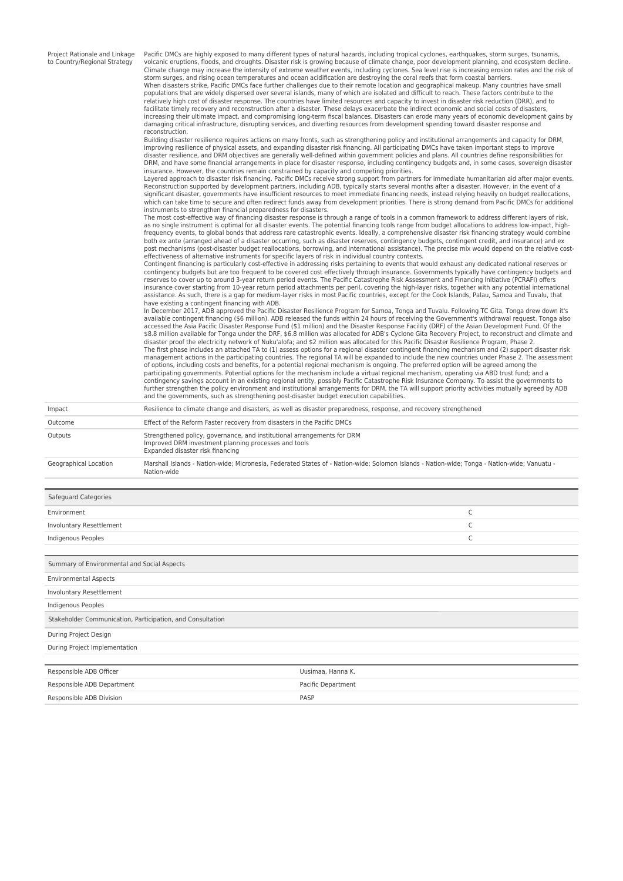| | |
|---|---|
| Project Rationale and Linkage to Country/Regional Strategy | Pacific DMCs are highly exposed to many different types of natural hazards, including tropical cyclones, earthquakes, storm surges, tsunamis, volcanic eruptions, floods, and droughts. Disaster risk is growing because of climate change, poor development planning, and ecosystem decline. Climate change may increase the intensity of extreme weather events, including cyclones. Sea level rise is increasing erosion rates and the risk of storm surges, and rising ocean temperatures and ocean acidification are destroying the coral reefs that form coastal barriers.<br>When disasters strike, Pacific DMCs face further challenges due to their remote location and geographical makeup. Many countries have small populations that are widely dispersed over several islands, many of which are isolated and difficult to reach. These factors contribute to the relatively high cost of disaster response. The countries have limited resources and capacity to invest in disaster risk reduction (DRR), and to facilitate timely recovery and reconstruction after a disaster. These delays exacerbate the indirect economic and social costs of disasters, increasing their ultimate impact, and compromising long-term fiscal balances. Disasters can erode many years of economic development gains by damaging critical infrastructure, disrupting services, and diverting resources from development spending toward disaster response and reconstruction.<br>Building disaster resilience requires actions on many fronts, such as strengthening policy and institutional arrangements and capacity for DRM, improving resilience of physical assets, and expanding disaster risk financing. All participating DMCs have taken important steps to improve disaster resilience, and DRM objectives are generally well-defined within government policies and plans. All countries define responsibilities for DRM, and have some financial arrangements in place for disaster response, including contingency budgets and, in some cases, sovereign disaster insurance. However, the countries remain constrained by capacity and competing priorities.<br>Layered approach to disaster risk financing. Pacific DMCs receive strong support from partners for immediate humanitarian aid after major events. Reconstruction supported by development partners, including ADB, typically starts several months after a disaster. However, in the event of a significant disaster, governments have insufficient resources to meet immediate financing needs, instead relying heavily on budget reallocations, which can take time to secure and often redirect funds away from development priorities. There is strong demand from Pacific DMCs for additional instruments to strengthen financial preparedness for disasters.<br>The most cost-effective way of financing disaster response is through a range of tools in a common framework to address different layers of risk, as no single instrument is optimal for all disaster events. The potential financing tools range from budget allocations to address low-impact, high-frequency events, to global bonds that address rare catastrophic events. Ideally, a comprehensive disaster risk financing strategy would combine both ex ante (arranged ahead of a disaster occurring, such as disaster reserves, contingency budgets, contingent credit, and insurance) and ex post mechanisms (post-disaster budget reallocations, borrowing, and international assistance). The precise mix would depend on the relative cost-effectiveness of alternative instruments for specific layers of risk in individual country contexts.<br>Contingent financing is particularly cost-effective in addressing risks pertaining to events that would exhaust any dedicated national reserves or contingency budgets but are too frequent to be covered cost effectively through insurance. Governments typically have contingency budgets and reserves to cover up to around 3-year return period events. The Pacific Catastrophe Risk Assessment and Financing Initiative (PCRAFI) offers insurance cover starting from 10-year return period attachments per peril, covering the high-layer risks, together with any potential international assistance. As such, there is a gap for medium-layer risks in most Pacific countries, except for the Cook Islands, Palau, Samoa and Tuvalu, that have existing a contingent financing with ADB.<br>In December 2017, ADB approved the Pacific Disaster Resilience Program for Samoa, Tonga and Tuvalu. Following TC Gita, Tonga drew down it's available contingent financing ($6 million). ADB released the funds within 24 hours of receiving the Government's withdrawal request. Tonga also accessed the Asia Pacific Disaster Response Fund ($1 million) and the Disaster Response Facility (DRF) of the Asian Development Fund. Of the $8.8 million available for Tonga under the DRF, $6.8 million was allocated for ADB's Cyclone Gita Recovery Project, to reconstruct and climate and disaster proof the electricity network of Nuku'alofa; and $2 million was allocated for this Pacific Disaster Resilience Program, Phase 2.<br>The first phase includes an attached TA to (1) assess options for a regional disaster contingent financing mechanism and (2) support disaster risk management actions in the participating countries. The regional TA will be expanded to include the new countries under Phase 2. The assessment of options, including costs and benefits, for a potential regional mechanism is ongoing. The preferred option will be agreed among the participating governments. Potential options for the mechanism include a virtual regional mechanism, operating via ABD trust fund; and a contingency savings account in an existing regional entity, possibly Pacific Catastrophe Risk Insurance Company. To assist the governments to further strengthen the policy environment and institutional arrangements for DRM, the TA will support priority activities mutually agreed by ADB and the governments, such as strengthening post-disaster budget execution capabilities. |
| Impact | Resilience to climate change and disasters, as well as disaster preparedness, response, and recovery strengthened |
| Outcome | Effect of the Reform Faster recovery from disasters in the Pacific DMCs |
| Outputs | Strengthened policy, governance, and institutional arrangements for DRM<br>Improved DRM investment planning processes and tools<br>Expanded disaster risk financing |
| Geographical Location | Marshall Islands - Nation-wide; Micronesia, Federated States of - Nation-wide; Solomon Islands - Nation-wide; Tonga - Nation-wide; Vanuatu - Nation-wide |

| Safeguard Categories | |
|---|---|
| Environment | C |
| Involuntary Resettlement | C |
| Indigenous Peoples | C |

| Summary of Environmental and Social Aspects |
|---|
| Environmental Aspects |
| Involuntary Resettlement |
| Indigenous Peoples |
| Stakeholder Communication, Participation, and Consultation |
| During Project Design |
| During Project Implementation |

| | |
|---|---|
| Responsible ADB Officer | Uusimaa, Hanna K. |
| Responsible ADB Department | Pacific Department |
| Responsible ADB Division | PASP |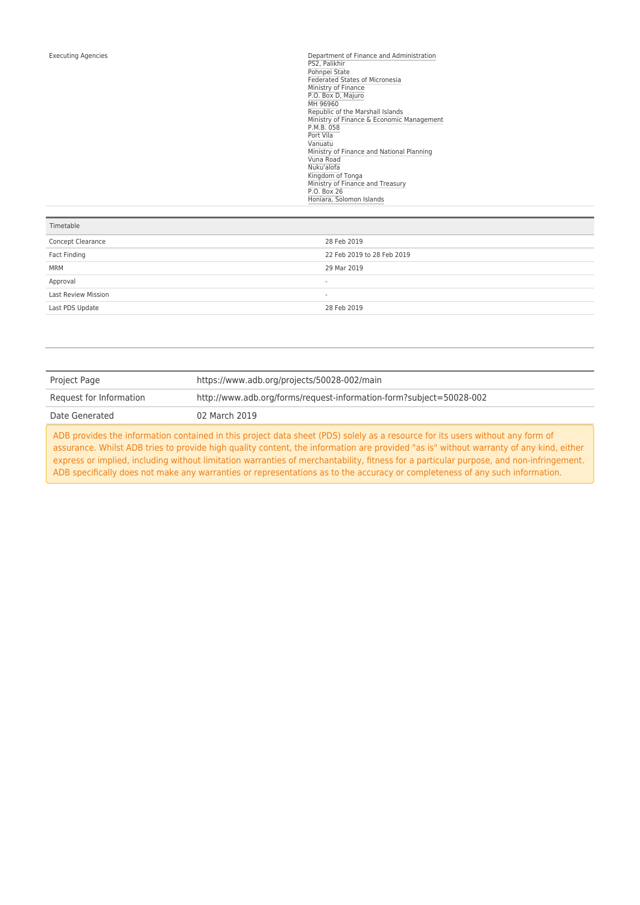| | |
|---|---|
| Executing Agencies | Department of Finance and Administration<br>PS2, Palikhir<br>Pohnpei State<br>Federated States of Micronesia<br>Ministry of Finance<br>P.O. Box D, Majuro<br>MH 96960<br>Republic of the Marshall Islands<br>Ministry of Finance & Economic Management<br>P.M.B. 058<br>Port Vila<br>Vanuatu<br>Ministry of Finance and National Planning<br>Vuna Road<br>Nuku'alofa<br>Kingdom of Tonga<br>Ministry of Finance and Treasury<br>P.O. Box 26<br>Honiara, Solomon Islands |

| Timetable | |
|---|---|
| Concept Clearance | 28 Feb 2019 |
| Fact Finding | 22 Feb 2019 to 28 Feb 2019 |
| MRM | 29 Mar 2019 |
| Approval | - |
| Last Review Mission | - |
| Last PDS Update | 28 Feb 2019 |

| | |
|---|---|
| Project Page | https://www.adb.org/projects/50028-002/main |
| Request for Information | http://www.adb.org/forms/request-information-form?subject=50028-002 |
| Date Generated | 02 March 2019 |

ADB provides the information contained in this project data sheet (PDS) solely as a resource for its users without any form of assurance. Whilst ADB tries to provide high quality content, the information are provided "as is" without warranty of any kind, either express or implied, including without limitation warranties of merchantability, fitness for a particular purpose, and non-infringement. ADB specifically does not make any warranties or representations as to the accuracy or completeness of any such information.